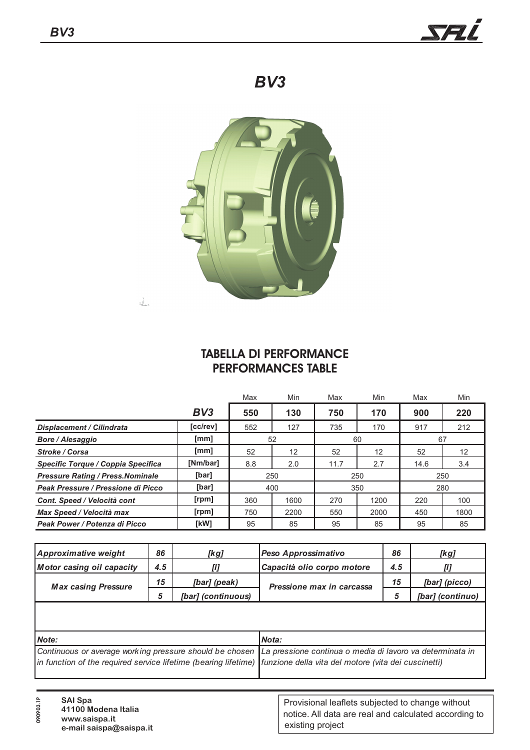# BV3

## TABELLA DI PERFORMANCE
## PERFORMANCES TABLE

| | | Max | Min | Max | Min | Max | Min |
|---|---|---|---|---|---|---|---|
| | **BV3** | **550** | **130** | **750** | **170** | **900** | **220** |
| ***Displacement / Cilindrata*** | **[cc/rev]** | 552 | 127 | 735 | 170 | 917 | 212 |
| ***Bore / Alesaggio*** | **[mm]** | 52 | | 60 | | 67 | |
| ***Stroke / Corsa*** | **[mm]** | 52 | 12 | 52 | 12 | 52 | 12 |
| ***Specific Torque / Coppia Specifica*** | **[Nm/bar]** | 8.8 | 2.0 | 11.7 | 2.7 | 14.6 | 3.4 |
| ***Pressure Rating / Press.Nominale*** | **[bar]** | 250 | | 250 | | 250 | |
| ***Peak Pressure / Pressione di Picco*** | **[bar]** | 400 | | 350 | | 280 | |
| ***Cont. Speed / Velocità cont*** | **[rpm]** | 360 | 1600 | 270 | 1200 | 220 | 100 |
| ***Max Speed / Velocità max*** | **[rpm]** | 750 | 2200 | 550 | 2000 | 450 | 1800 |
| ***Peak Power / Potenza di Picco*** | **[kW]** | 95 | 85 | 95 | 85 | 95 | 85 |

| | | | | | |
|---|---|---|---|---|---|
| ***Approximative weight*** | ***86*** | ***[kg]*** | ***Peso Approssimativo*** | ***86*** | ***[kg]*** |
| ***Motor casing oil capacity*** | ***4.5*** | ***[l]*** | ***Capacità olio corpo motore*** | ***4.5*** | ***[l]*** |
| ***Max casing Pressure*** | ***15*** | ***[bar] (peak)*** | ***Pressione max in carcassa*** | ***15*** | ***[bar] (picco)*** |
| | ***5*** | ***[bar] (continuous)*** | | ***5*** | ***[bar] (continuo)*** |

| ***Note:*** | ***Nota:*** |
|---|---|
| *Continuous or average working pressure should be chosen in function of the required service lifetime (bearing lifetime)* | *La pressione continua o media di lavoro va determinata in funzione della vita del motore (vita dei cuscinetti)* |

**SAI Spa**
**41100 Modena Italia**
**www.saispa.it**
**e-mail saispa@saispa.it**

Provisional leaflets subjected to change without notice. All data are real and calculated according to existing project

090903.1P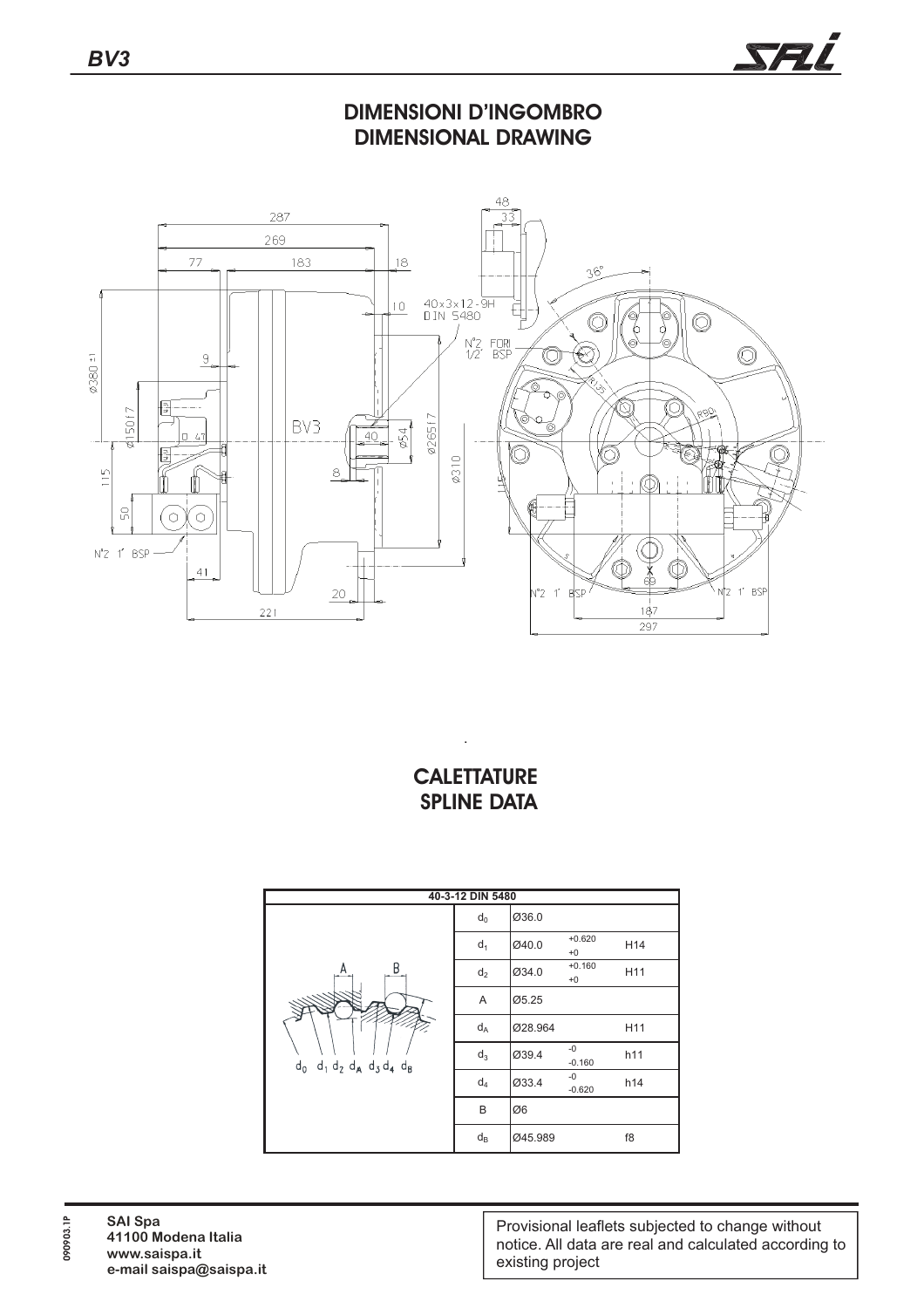# DIMENSIONI D'INGOMBRO
# DIMENSIONAL DRAWING

# CALETTATURE
# SPLINE DATA

| 40-3-12 DIN 5480 | | | |
|---|---|---|---|
| $d_0$ | Ø36.0 | | |
| $d_1$ | Ø40.0 | +0.620 / +0 | H14 |
| $d_2$ | Ø34.0 | +0.160 / +0 | H11 |
| A | Ø5.25 | | |
| $d_A$ | Ø28.964 | | H11 |
| $d_3$ | Ø39.4 | -0 / -0.160 | h11 |
| $d_4$ | Ø33.4 | -0 / -0.620 | h14 |
| B | Ø6 | | |
| $d_B$ | Ø45.989 | | f8 |

**SAI Spa**
**41100 Modena Italia**
**www.saispa.it**
**e-mail saispa@saispa.it**

Provisional leaflets subjected to change without notice. All data are real and calculated according to existing project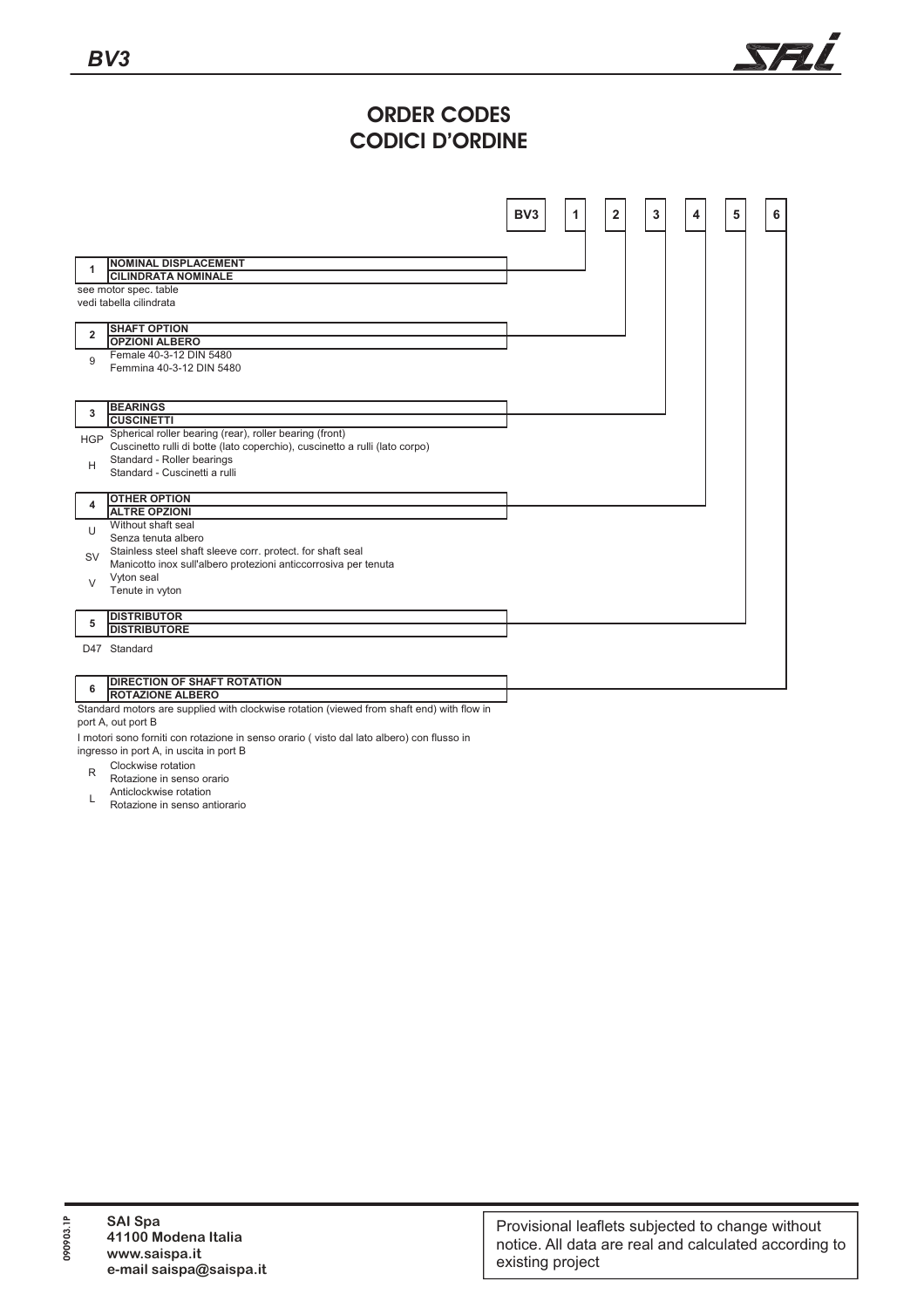# ORDER CODES
# CODICI D'ORDINE

| BV3 | 1 | 2 | 3 | 4 | 5 | 6 |
|---|---|---|---|---|---|---|

**1 — NOMINAL DISPLACEMENT / CILINDRATA NOMINALE**

see motor spec. table
vedi tabella cilindrata

**2 — SHAFT OPTION / OPZIONI ALBERO**

| | |
|---|---|
| 9 | Female 40-3-12 DIN 5480<br>Femmina 40-3-12 DIN 5480 |

**3 — BEARINGS / CUSCINETTI**

| | |
|---|---|
| HGP | Spherical roller bearing (rear), roller bearing (front)<br>Cuscinetto rulli di botte (lato coperchio), cuscinetto a rulli (lato corpo) |
| H | Standard - Roller bearings<br>Standard - Cuscinetti a rulli |

**4 — OTHER OPTION / ALTRE OPZIONI**

| | |
|---|---|
| U | Without shaft seal<br>Senza tenuta albero |
| SV | Stainless steel shaft sleeve corr. protect. for shaft seal<br>Manicotto inox sull'albero protezioni anticcorrosiva per tenuta |
| V | Vyton seal<br>Tenute in vyton |

**5 — DISTRIBUTOR / DISTRIBUTORE**

| | |
|---|---|
| D47 | Standard |

**6 — DIRECTION OF SHAFT ROTATION / ROTAZIONE ALBERO**

Standard motors are supplied with clockwise rotation (viewed from shaft end) with flow in port A, out port B

I motori sono forniti con rotazione in senso orario ( visto dal lato albero) con flusso in ingresso in port A, in uscita in port B

| | |
|---|---|
| R | Clockwise rotation<br>Rotazione in senso orario |
| L | Anticlockwise rotation<br>Rotazione in senso antiorario |

SAI Spa
41100 Modena Italia
www.saispa.it
e-mail saispa@saispa.it

Provisional leaflets subjected to change without notice. All data are real and calculated according to existing project